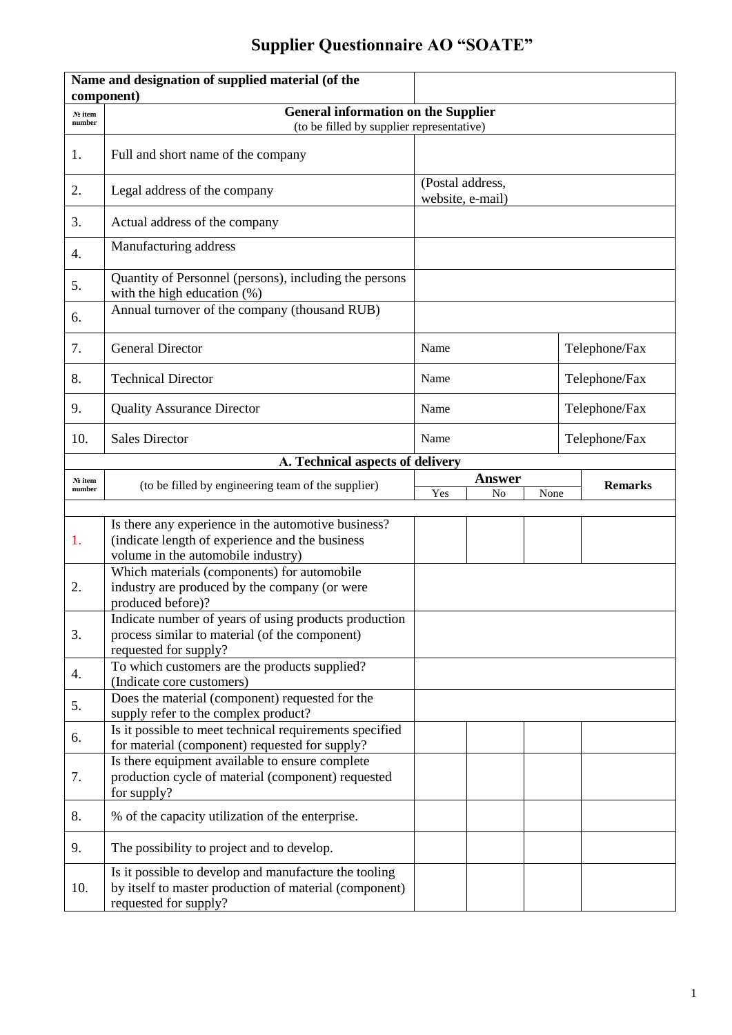# Supplier Questionnaire AO "SOATE"

| Name and designation of supplied material (of the component) | | | | | | |
|---|---|---|---|---|---|---|
| **№ item number** | **General information on the Supplier** (to be filled by supplier representative) | | | | | |
| 1. | Full and short name of the company | | | | | |
| 2. | Legal address of the company | (Postal address, website, e-mail) | | | | |
| 3. | Actual address of the company | | | | | |
| 4. | Manufacturing address | | | | | |
| 5. | Quantity of Personnel (persons), including the persons with the high education (%) | | | | | |
| 6. | Annual turnover of the company (thousand RUB) | | | | | |
| 7. | General Director | Name | | | Telephone/Fax | |
| 8. | Technical Director | Name | | | Telephone/Fax | |
| 9. | Quality Assurance Director | Name | | | Telephone/Fax | |
| 10. | Sales Director | Name | | | Telephone/Fax | |

**A. Technical aspects of delivery**

| № item number | (to be filled by engineering team of the supplier) | Answer | | | Remarks |
|---|---|---|---|---|---|
| | | Yes | No | None | |
| 1. | Is there any experience in the automotive business? (indicate length of experience and the business volume in the automobile industry) | | | | |
| 2. | Which materials (components) for automobile industry are produced by the company (or were produced before)? | | | | |
| 3. | Indicate number of years of using products production process similar to material (of the component) requested for supply? | | | | |
| 4. | To which customers are the products supplied? (Indicate core customers) | | | | |
| 5. | Does the material (component) requested for the supply refer to the complex product? | | | | |
| 6. | Is it possible to meet technical requirements specified for material (component) requested for supply? | | | | |
| 7. | Is there equipment available to ensure complete production cycle of material (component) requested for supply? | | | | |
| 8. | % of the capacity utilization of the enterprise. | | | | |
| 9. | The possibility to project and to develop. | | | | |
| 10. | Is it possible to develop and manufacture the tooling by itself to master production of material (component) requested for supply? | | | | |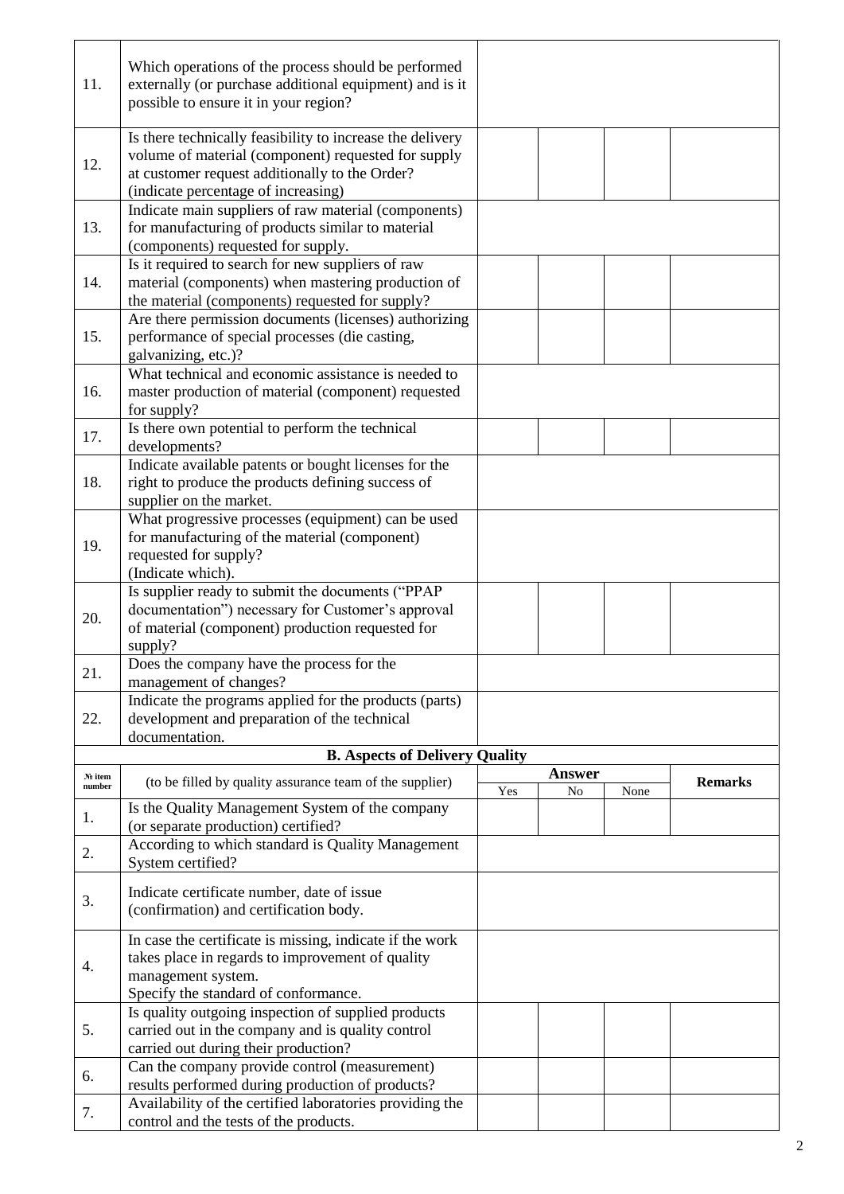| | | | | | |
|---|---|---|---|---|---|
| 11. | Which operations of the process should be performed externally (or purchase additional equipment) and is it possible to ensure it in your region? | | | | |
| 12. | Is there technically feasibility to increase the delivery volume of material (component) requested for supply at customer request additionally to the Order? (indicate percentage of increasing) | | | | |
| 13. | Indicate main suppliers of raw material (components) for manufacturing of products similar to material (components) requested for supply. | | | | |
| 14. | Is it required to search for new suppliers of raw material (components) when mastering production of the material (components) requested for supply? | | | | |
| 15. | Are there permission documents (licenses) authorizing performance of special processes (die casting, galvanizing, etc.)? | | | | |
| 16. | What technical and economic assistance is needed to master production of material (component) requested for supply? | | | | |
| 17. | Is there own potential to perform the technical developments? | | | | |
| 18. | Indicate available patents or bought licenses for the right to produce the products defining success of supplier on the market. | | | | |
| 19. | What progressive processes (equipment) can be used for manufacturing of the material (component) requested for supply? (Indicate which). | | | | |
| 20. | Is supplier ready to submit the documents ("PPAP documentation") necessary for Customer's approval of material (component) production requested for supply? | | | | |
| 21. | Does the company have the process for the management of changes? | | | | |
| 22. | Indicate the programs applied for the products (parts) development and preparation of the technical documentation. | | | | |
| **B. Aspects of Delivery Quality** | | | | | |
| **№ item number** | (to be filled by quality assurance team of the supplier) | **Answer** | | | **Remarks** |
| | | Yes | No | None | |
| 1. | Is the Quality Management System of the company (or separate production) certified? | | | | |
| 2. | According to which standard is Quality Management System certified? | | | | |
| 3. | Indicate certificate number, date of issue (confirmation) and certification body. | | | | |
| 4. | In case the certificate is missing, indicate if the work takes place in regards to improvement of quality management system. Specify the standard of conformance. | | | | |
| 5. | Is quality outgoing inspection of supplied products carried out in the company and is quality control carried out during their production? | | | | |
| 6. | Can the company provide control (measurement) results performed during production of products? | | | | |
| 7. | Availability of the certified laboratories providing the control and the tests of the products. | | | | |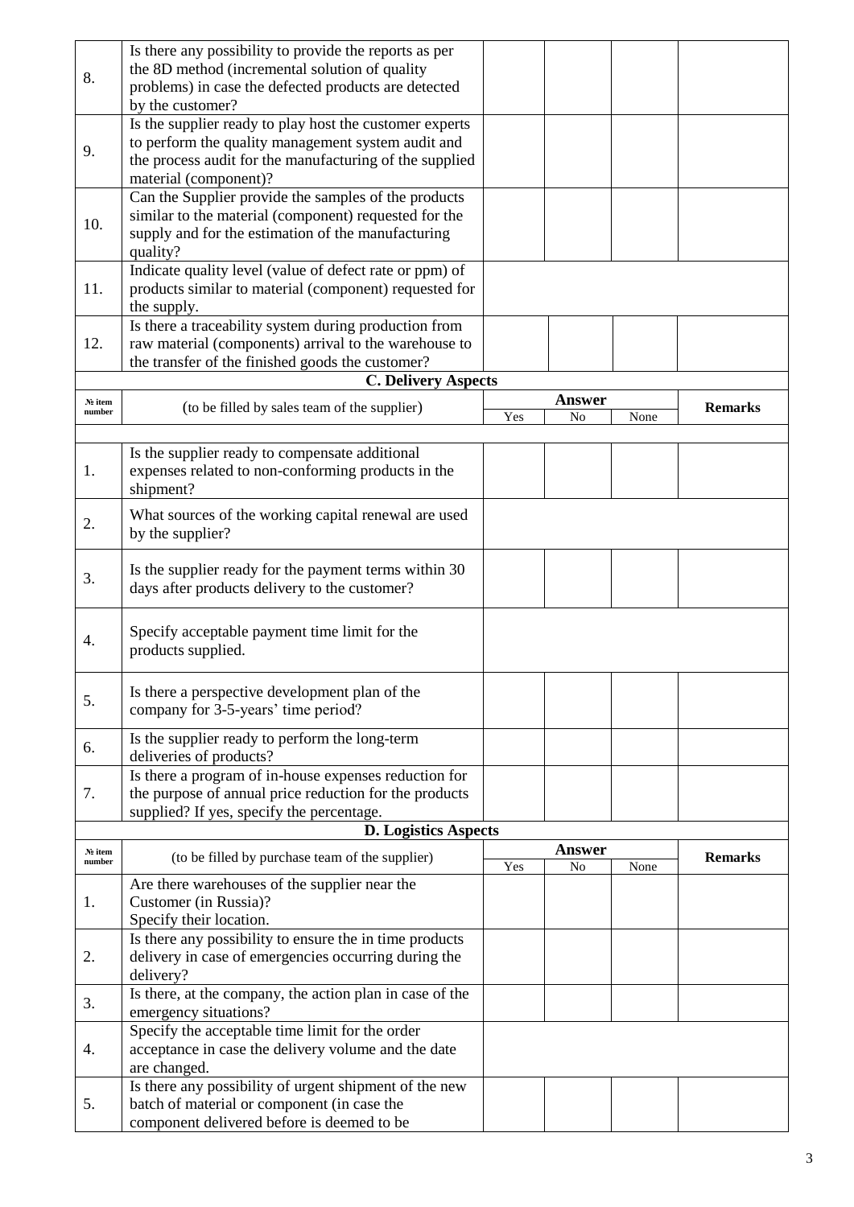| | | | | | |
|---|---|---|---|---|---|
| 8. | Is there any possibility to provide the reports as per the 8D method (incremental solution of quality problems) in case the defected products are detected by the customer? | | | | |
| 9. | Is the supplier ready to play host the customer experts to perform the quality management system audit and the process audit for the manufacturing of the supplied material (component)? | | | | |
| 10. | Can the Supplier provide the samples of the products similar to the material (component) requested for the supply and for the estimation of the manufacturing quality? | | | | |
| 11. | Indicate quality level (value of defect rate or ppm) of products similar to material (component) requested for the supply. | | | | |
| 12. | Is there a traceability system during production from raw material (components) arrival to the warehouse to the transfer of the finished goods the customer? | | | | |

**C. Delivery Aspects**

| № item number | (to be filled by sales team of the supplier) | Answer | | | Remarks |
|---|---|---|---|---|---|
| | | Yes | No | None | |
| 1. | Is the supplier ready to compensate additional expenses related to non-conforming products in the shipment? | | | | |
| 2. | What sources of the working capital renewal are used by the supplier? | | | | |
| 3. | Is the supplier ready for the payment terms within 30 days after products delivery to the customer? | | | | |
| 4. | Specify acceptable payment time limit for the products supplied. | | | | |
| 5. | Is there a perspective development plan of the company for 3-5-years' time period? | | | | |
| 6. | Is the supplier ready to perform the long-term deliveries of products? | | | | |
| 7. | Is there a program of in-house expenses reduction for the purpose of annual price reduction for the products supplied? If yes, specify the percentage. | | | | |

**D. Logistics Aspects**

| № item number | (to be filled by purchase team of the supplier) | Answer | | | Remarks |
|---|---|---|---|---|---|
| | | Yes | No | None | |
| 1. | Are there warehouses of the supplier near the Customer (in Russia)? Specify their location. | | | | |
| 2. | Is there any possibility to ensure the in time products delivery in case of emergencies occurring during the delivery? | | | | |
| 3. | Is there, at the company, the action plan in case of the emergency situations? | | | | |
| 4. | Specify the acceptable time limit for the order acceptance in case the delivery volume and the date are changed. | | | | |
| 5. | Is there any possibility of urgent shipment of the new batch of material or component (in case the component delivered before is deemed to be | | | | |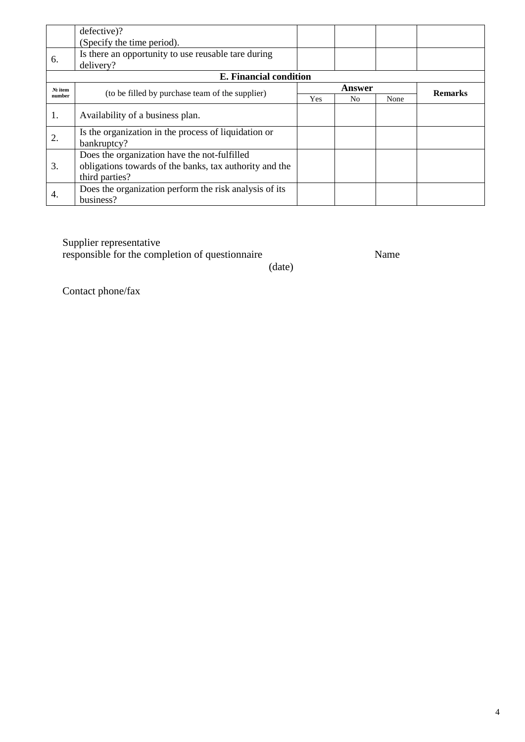| | | | | | |
|---|---|---|---|---|---|
| | defective)?<br>(Specify the time period). | | | | |
| 6. | Is there an opportunity to use reusable tare during delivery? | | | | |

**E. Financial condition**

| № item number | (to be filled by purchase team of the supplier) | Answer | | | Remarks |
|---|---|---|---|---|---|
| | | Yes | No | None | |
| 1. | Availability of a business plan. | | | | |
| 2. | Is the organization in the process of liquidation or bankruptcy? | | | | |
| 3. | Does the organization have the not-fulfilled obligations towards of the banks, tax authority and the third parties? | | | | |
| 4. | Does the organization perform the risk analysis of its business? | | | | |

Supplier representative
responsible for the completion of questionnaire                    Name
(date)

Contact phone/fax